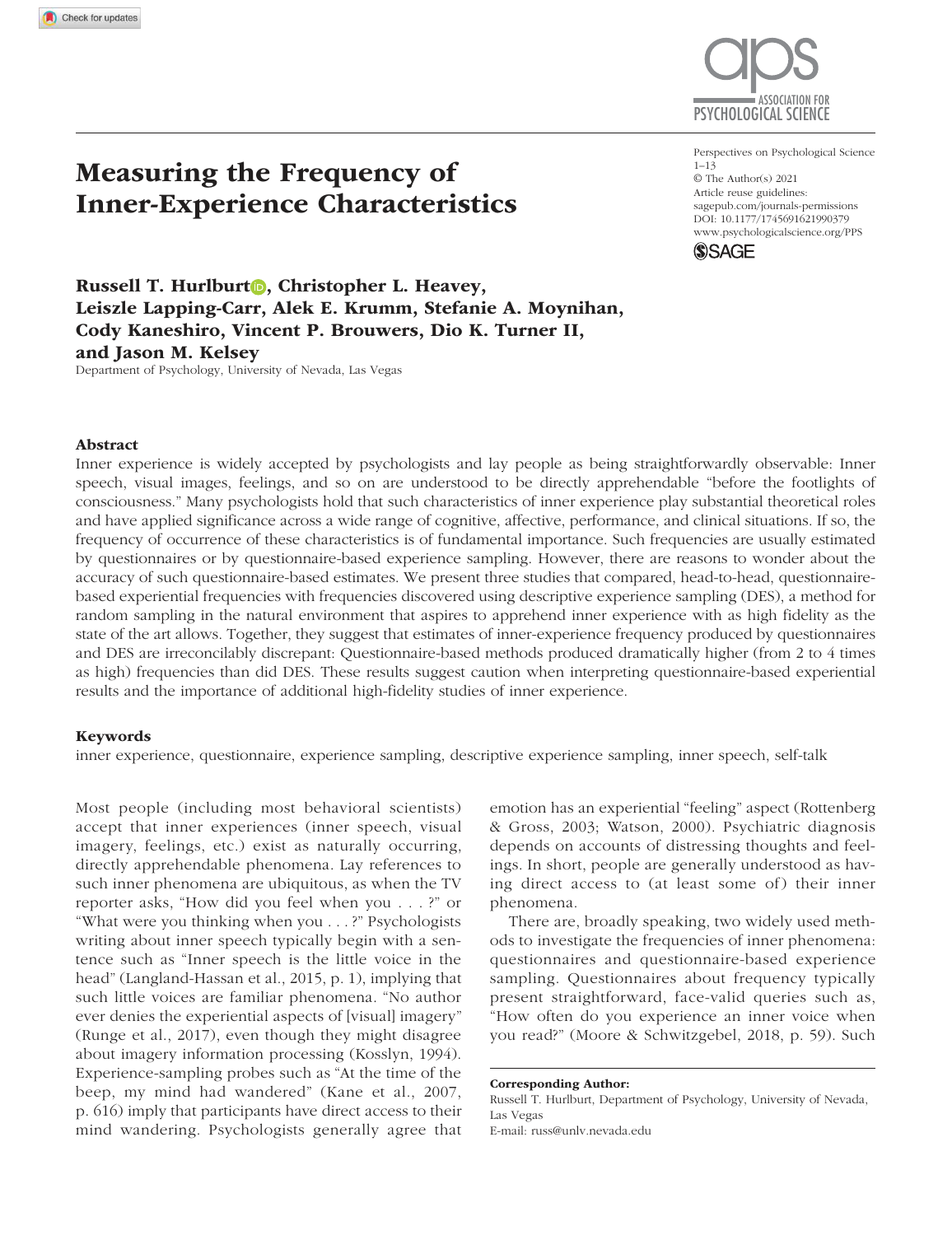# Measuring the Frequency of Inner-Experience Characteristics

**Russell T. Hurlburt, Christopher L. Heavey, Leiszle Lapping-Carr, Alek E. Krumm, Stefanie A. Moynihan, Cody Kaneshiro, Vincent P. Brouwers, Dio K. Turner II, and Jason M. Kelsey**

Department of Psychology, University of Nevada, Las Vegas

Perspectives on Psychological Science
1–13
© The Author(s) 2021
Article reuse guidelines:
sagepub.com/journals-permissions
DOI: 10.1177/1745691621990379
www.psychologicalscience.org/PPS

## Abstract

Inner experience is widely accepted by psychologists and lay people as being straightforwardly observable: Inner speech, visual images, feelings, and so on are understood to be directly apprehendable "before the footlights of consciousness." Many psychologists hold that such characteristics of inner experience play substantial theoretical roles and have applied significance across a wide range of cognitive, affective, performance, and clinical situations. If so, the frequency of occurrence of these characteristics is of fundamental importance. Such frequencies are usually estimated by questionnaires or by questionnaire-based experience sampling. However, there are reasons to wonder about the accuracy of such questionnaire-based estimates. We present three studies that compared, head-to-head, questionnaire-based experiential frequencies with frequencies discovered using descriptive experience sampling (DES), a method for random sampling in the natural environment that aspires to apprehend inner experience with as high fidelity as the state of the art allows. Together, they suggest that estimates of inner-experience frequency produced by questionnaires and DES are irreconcilably discrepant: Questionnaire-based methods produced dramatically higher (from 2 to 4 times as high) frequencies than did DES. These results suggest caution when interpreting questionnaire-based experiential results and the importance of additional high-fidelity studies of inner experience.

## Keywords

inner experience, questionnaire, experience sampling, descriptive experience sampling, inner speech, self-talk

Most people (including most behavioral scientists) accept that inner experiences (inner speech, visual imagery, feelings, etc.) exist as naturally occurring, directly apprehendable phenomena. Lay references to such inner phenomena are ubiquitous, as when the TV reporter asks, "How did you feel when you . . . ?" or "What were you thinking when you . . . ?" Psychologists writing about inner speech typically begin with a sentence such as "Inner speech is the little voice in the head" (Langland-Hassan et al., 2015, p. 1), implying that such little voices are familiar phenomena. "No author ever denies the experiential aspects of [visual] imagery" (Runge et al., 2017), even though they might disagree about imagery information processing (Kosslyn, 1994). Experience-sampling probes such as "At the time of the beep, my mind had wandered" (Kane et al., 2007, p. 616) imply that participants have direct access to their mind wandering. Psychologists generally agree that emotion has an experiential "feeling" aspect (Rottenberg & Gross, 2003; Watson, 2000). Psychiatric diagnosis depends on accounts of distressing thoughts and feelings. In short, people are generally understood as having direct access to (at least some of) their inner phenomena.

There are, broadly speaking, two widely used methods to investigate the frequencies of inner phenomena: questionnaires and questionnaire-based experience sampling. Questionnaires about frequency typically present straightforward, face-valid queries such as, "How often do you experience an inner voice when you read?" (Moore & Schwitzgebel, 2018, p. 59). Such

**Corresponding Author:**
Russell T. Hurlburt, Department of Psychology, University of Nevada, Las Vegas
E-mail: russ@unlv.nevada.edu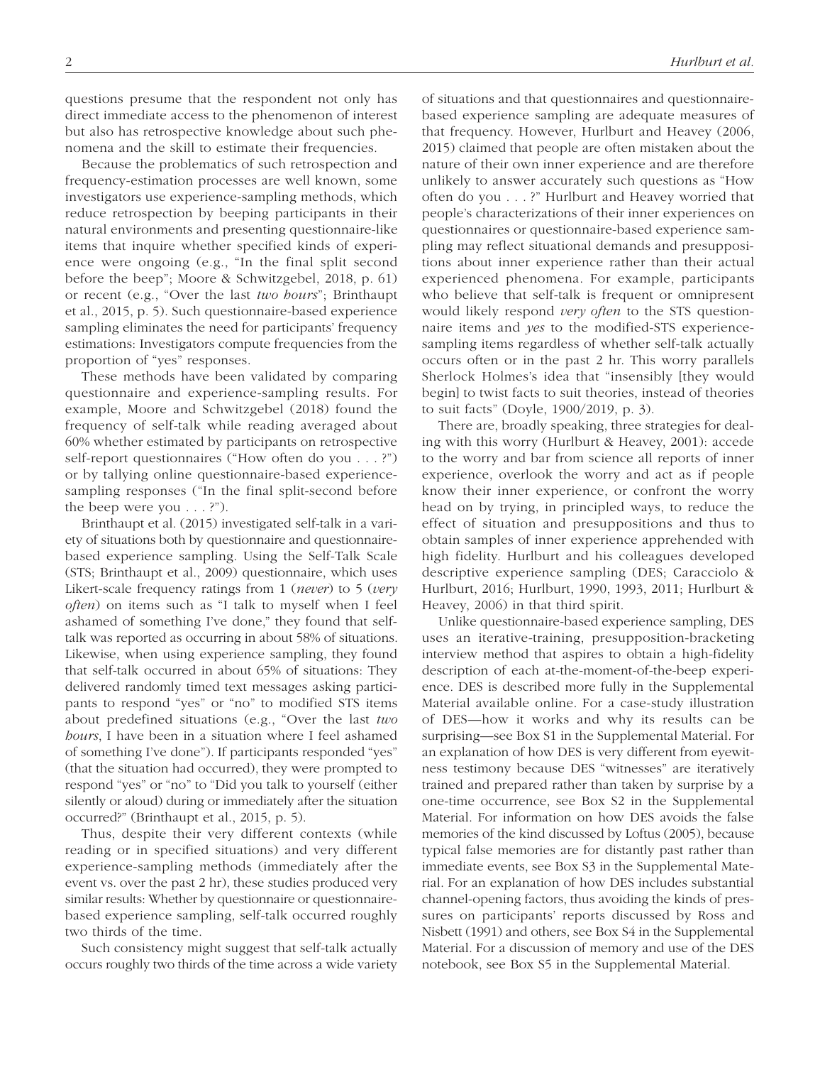questions presume that the respondent not only has direct immediate access to the phenomenon of interest but also has retrospective knowledge about such phenomena and the skill to estimate their frequencies.

Because the problematics of such retrospection and frequency-estimation processes are well known, some investigators use experience-sampling methods, which reduce retrospection by beeping participants in their natural environments and presenting questionnaire-like items that inquire whether specified kinds of experience were ongoing (e.g., "In the final split second before the beep"; Moore & Schwitzgebel, 2018, p. 61) or recent (e.g., "Over the last *two hours*"; Brinthaupt et al., 2015, p. 5). Such questionnaire-based experience sampling eliminates the need for participants' frequency estimations: Investigators compute frequencies from the proportion of "yes" responses.

These methods have been validated by comparing questionnaire and experience-sampling results. For example, Moore and Schwitzgebel (2018) found the frequency of self-talk while reading averaged about 60% whether estimated by participants on retrospective self-report questionnaires ("How often do you . . . ?") or by tallying online questionnaire-based experience-sampling responses ("In the final split-second before the beep were you . . . ?").

Brinthaupt et al. (2015) investigated self-talk in a variety of situations both by questionnaire and questionnaire-based experience sampling. Using the Self-Talk Scale (STS; Brinthaupt et al., 2009) questionnaire, which uses Likert-scale frequency ratings from 1 (*never*) to 5 (*very often*) on items such as "I talk to myself when I feel ashamed of something I've done," they found that self-talk was reported as occurring in about 58% of situations. Likewise, when using experience sampling, they found that self-talk occurred in about 65% of situations: They delivered randomly timed text messages asking participants to respond "yes" or "no" to modified STS items about predefined situations (e.g., "Over the last *two hours*, I have been in a situation where I feel ashamed of something I've done"). If participants responded "yes" (that the situation had occurred), they were prompted to respond "yes" or "no" to "Did you talk to yourself (either silently or aloud) during or immediately after the situation occurred?" (Brinthaupt et al., 2015, p. 5).

Thus, despite their very different contexts (while reading or in specified situations) and very different experience-sampling methods (immediately after the event vs. over the past 2 hr), these studies produced very similar results: Whether by questionnaire or questionnaire-based experience sampling, self-talk occurred roughly two thirds of the time.

Such consistency might suggest that self-talk actually occurs roughly two thirds of the time across a wide variety of situations and that questionnaires and questionnaire-based experience sampling are adequate measures of that frequency. However, Hurlburt and Heavey (2006, 2015) claimed that people are often mistaken about the nature of their own inner experience and are therefore unlikely to answer accurately such questions as "How often do you . . . ?" Hurlburt and Heavey worried that people's characterizations of their inner experiences on questionnaires or questionnaire-based experience sampling may reflect situational demands and presuppositions about inner experience rather than their actual experienced phenomena. For example, participants who believe that self-talk is frequent or omnipresent would likely respond *very often* to the STS questionnaire items and *yes* to the modified-STS experience-sampling items regardless of whether self-talk actually occurs often or in the past 2 hr. This worry parallels Sherlock Holmes's idea that "insensibly [they would begin] to twist facts to suit theories, instead of theories to suit facts" (Doyle, 1900/2019, p. 3).

There are, broadly speaking, three strategies for dealing with this worry (Hurlburt & Heavey, 2001): accede to the worry and bar from science all reports of inner experience, overlook the worry and act as if people know their inner experience, or confront the worry head on by trying, in principled ways, to reduce the effect of situation and presuppositions and thus to obtain samples of inner experience apprehended with high fidelity. Hurlburt and his colleagues developed descriptive experience sampling (DES; Caracciolo & Hurlburt, 2016; Hurlburt, 1990, 1993, 2011; Hurlburt & Heavey, 2006) in that third spirit.

Unlike questionnaire-based experience sampling, DES uses an iterative-training, presupposition-bracketing interview method that aspires to obtain a high-fidelity description of each at-the-moment-of-the-beep experience. DES is described more fully in the Supplemental Material available online. For a case-study illustration of DES—how it works and why its results can be surprising—see Box S1 in the Supplemental Material. For an explanation of how DES is very different from eyewitness testimony because DES "witnesses" are iteratively trained and prepared rather than taken by surprise by a one-time occurrence, see Box S2 in the Supplemental Material. For information on how DES avoids the false memories of the kind discussed by Loftus (2005), because typical false memories are for distantly past rather than immediate events, see Box S3 in the Supplemental Material. For an explanation of how DES includes substantial channel-opening factors, thus avoiding the kinds of pressures on participants' reports discussed by Ross and Nisbett (1991) and others, see Box S4 in the Supplemental Material. For a discussion of memory and use of the DES notebook, see Box S5 in the Supplemental Material.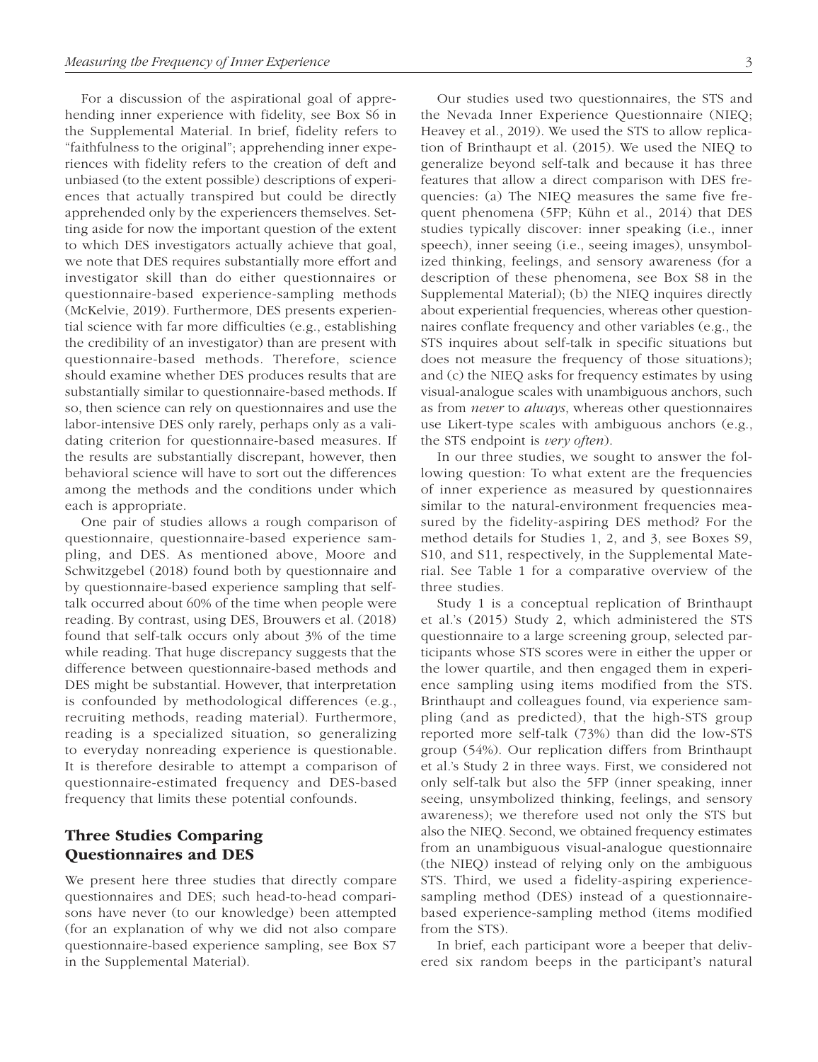For a discussion of the aspirational goal of apprehending inner experience with fidelity, see Box S6 in the Supplemental Material. In brief, fidelity refers to "faithfulness to the original"; apprehending inner experiences with fidelity refers to the creation of deft and unbiased (to the extent possible) descriptions of experiences that actually transpired but could be directly apprehended only by the experiencers themselves. Setting aside for now the important question of the extent to which DES investigators actually achieve that goal, we note that DES requires substantially more effort and investigator skill than do either questionnaires or questionnaire-based experience-sampling methods (McKelvie, 2019). Furthermore, DES presents experiential science with far more difficulties (e.g., establishing the credibility of an investigator) than are present with questionnaire-based methods. Therefore, science should examine whether DES produces results that are substantially similar to questionnaire-based methods. If so, then science can rely on questionnaires and use the labor-intensive DES only rarely, perhaps only as a validating criterion for questionnaire-based measures. If the results are substantially discrepant, however, then behavioral science will have to sort out the differences among the methods and the conditions under which each is appropriate.

One pair of studies allows a rough comparison of questionnaire, questionnaire-based experience sampling, and DES. As mentioned above, Moore and Schwitzgebel (2018) found both by questionnaire and by questionnaire-based experience sampling that self-talk occurred about 60% of the time when people were reading. By contrast, using DES, Brouwers et al. (2018) found that self-talk occurs only about 3% of the time while reading. That huge discrepancy suggests that the difference between questionnaire-based methods and DES might be substantial. However, that interpretation is confounded by methodological differences (e.g., recruiting methods, reading material). Furthermore, reading is a specialized situation, so generalizing to everyday nonreading experience is questionable. It is therefore desirable to attempt a comparison of questionnaire-estimated frequency and DES-based frequency that limits these potential confounds.

## Three Studies Comparing Questionnaires and DES

We present here three studies that directly compare questionnaires and DES; such head-to-head comparisons have never (to our knowledge) been attempted (for an explanation of why we did not also compare questionnaire-based experience sampling, see Box S7 in the Supplemental Material).

Our studies used two questionnaires, the STS and the Nevada Inner Experience Questionnaire (NIEQ; Heavey et al., 2019). We used the STS to allow replication of Brinthaupt et al. (2015). We used the NIEQ to generalize beyond self-talk and because it has three features that allow a direct comparison with DES frequencies: (a) The NIEQ measures the same five frequent phenomena (5FP; Kühn et al., 2014) that DES studies typically discover: inner speaking (i.e., inner speech), inner seeing (i.e., seeing images), unsymbolized thinking, feelings, and sensory awareness (for a description of these phenomena, see Box S8 in the Supplemental Material); (b) the NIEQ inquires directly about experiential frequencies, whereas other questionnaires conflate frequency and other variables (e.g., the STS inquires about self-talk in specific situations but does not measure the frequency of those situations); and (c) the NIEQ asks for frequency estimates by using visual-analogue scales with unambiguous anchors, such as from *never* to *always*, whereas other questionnaires use Likert-type scales with ambiguous anchors (e.g., the STS endpoint is *very often*).

In our three studies, we sought to answer the following question: To what extent are the frequencies of inner experience as measured by questionnaires similar to the natural-environment frequencies measured by the fidelity-aspiring DES method? For the method details for Studies 1, 2, and 3, see Boxes S9, S10, and S11, respectively, in the Supplemental Material. See Table 1 for a comparative overview of the three studies.

Study 1 is a conceptual replication of Brinthaupt et al.'s (2015) Study 2, which administered the STS questionnaire to a large screening group, selected participants whose STS scores were in either the upper or the lower quartile, and then engaged them in experience sampling using items modified from the STS. Brinthaupt and colleagues found, via experience sampling (and as predicted), that the high-STS group reported more self-talk (73%) than did the low-STS group (54%). Our replication differs from Brinthaupt et al.'s Study 2 in three ways. First, we considered not only self-talk but also the 5FP (inner speaking, inner seeing, unsymbolized thinking, feelings, and sensory awareness); we therefore used not only the STS but also the NIEQ. Second, we obtained frequency estimates from an unambiguous visual-analogue questionnaire (the NIEQ) instead of relying only on the ambiguous STS. Third, we used a fidelity-aspiring experience-sampling method (DES) instead of a questionnaire-based experience-sampling method (items modified from the STS).

In brief, each participant wore a beeper that delivered six random beeps in the participant's natural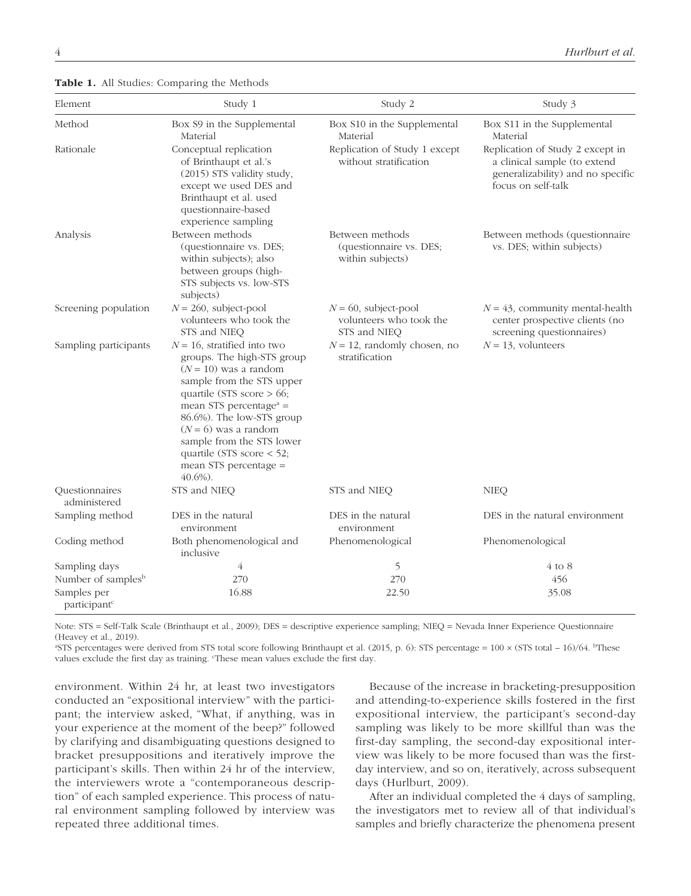**Table 1.** All Studies: Comparing the Methods

| Element | Study 1 | Study 2 | Study 3 |
|---|---|---|---|
| Method | Box S9 in the Supplemental Material | Box S10 in the Supplemental Material | Box S11 in the Supplemental Material |
| Rationale | Conceptual replication of Brinthaupt et al.'s (2015) STS validity study, except we used DES and Brinthaupt et al. used questionnaire-based experience sampling | Replication of Study 1 except without stratification | Replication of Study 2 except in a clinical sample (to extend generalizability) and no specific focus on self-talk |
| Analysis | Between methods (questionnaire vs. DES; within subjects); also between groups (high-STS subjects vs. low-STS subjects) | Between methods (questionnaire vs. DES; within subjects) | Between methods (questionnaire vs. DES; within subjects) |
| Screening population | $N = 260$, subject-pool volunteers who took the STS and NIEQ | $N = 60$, subject-pool volunteers who took the STS and NIEQ | $N = 43$, community mental-health center prospective clients (no screening questionnaires) |
| Sampling participants | $N = 16$, stratified into two groups. The high-STS group ($N = 10$) was a random sample from the STS upper quartile (STS score > 66; mean STS percentage[a] = 86.6%). The low-STS group ($N = 6$) was a random sample from the STS lower quartile (STS score < 52; mean STS percentage = 40.6%). | $N = 12$, randomly chosen, no stratification | $N = 13$, volunteers |
| Questionnaires administered | STS and NIEQ | STS and NIEQ | NIEQ |
| Sampling method | DES in the natural environment | DES in the natural environment | DES in the natural environment |
| Coding method | Both phenomenological and inclusive | Phenomenological | Phenomenological |
| Sampling days | 4 | 5 | 4 to 8 |
| Number of samples[b] | 270 | 270 | 456 |
| Samples per participant[c] | 16.88 | 22.50 | 35.08 |

Note: STS = Self-Talk Scale (Brinthaupt et al., 2009); DES = descriptive experience sampling; NIEQ = Nevada Inner Experience Questionnaire (Heavey et al., 2019).

[a]STS percentages were derived from STS total score following Brinthaupt et al. (2015, p. 6): STS percentage = 100 × (STS total − 16)/64. [b]These values exclude the first day as training. [c]These mean values exclude the first day.

environment. Within 24 hr, at least two investigators conducted an "expositional interview" with the participant; the interview asked, "What, if anything, was in your experience at the moment of the beep?" followed by clarifying and disambiguating questions designed to bracket presuppositions and iteratively improve the participant's skills. Then within 24 hr of the interview, the interviewers wrote a "contemporaneous description" of each sampled experience. This process of natural environment sampling followed by interview was repeated three additional times.

Because of the increase in bracketing-presupposition and attending-to-experience skills fostered in the first expositional interview, the participant's second-day sampling was likely to be more skillful than was the first-day sampling, the second-day expositional interview was likely to be more focused than was the first-day interview, and so on, iteratively, across subsequent days (Hurlburt, 2009).

After an individual completed the 4 days of sampling, the investigators met to review all of that individual's samples and briefly characterize the phenomena present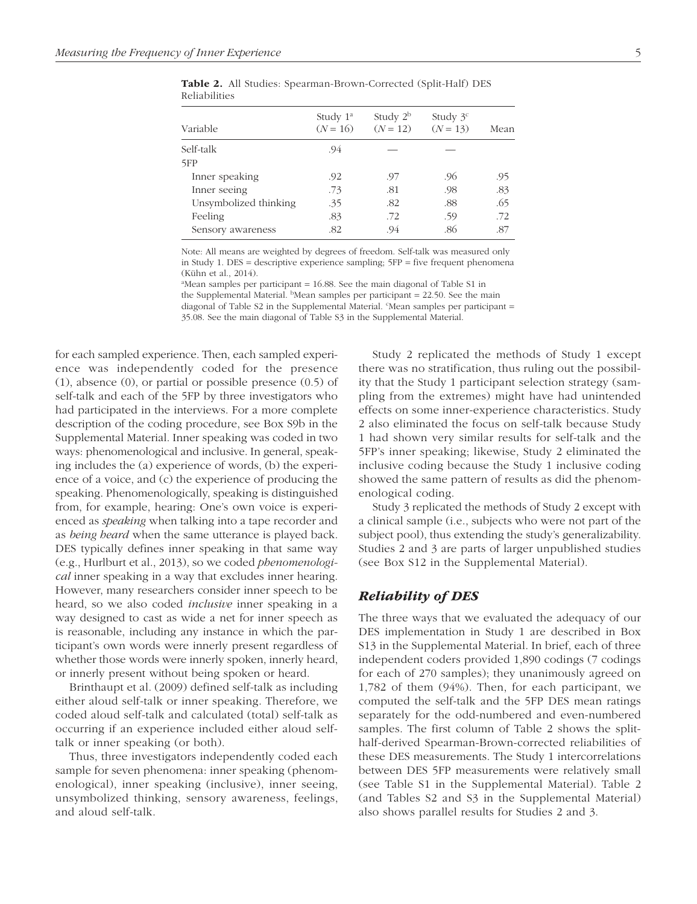**Table 2.** All Studies: Spearman-Brown-Corrected (Split-Half) DES Reliabilities

| Variable | Study 1[a] ($N$ = 16) | Study 2[b] ($N$ = 12) | Study 3[c] ($N$ = 13) | Mean |
|---|---|---|---|---|
| Self-talk | .94 | — | — | |
| 5FP | | | | |
| Inner speaking | .92 | .97 | .96 | .95 |
| Inner seeing | .73 | .81 | .98 | .83 |
| Unsymbolized thinking | .35 | .82 | .88 | .65 |
| Feeling | .83 | .72 | .59 | .72 |
| Sensory awareness | .82 | .94 | .86 | .87 |

Note: All means are weighted by degrees of freedom. Self-talk was measured only in Study 1. DES = descriptive experience sampling; 5FP = five frequent phenomena (Kühn et al., 2014).

[a]Mean samples per participant = 16.88. See the main diagonal of Table S1 in the Supplemental Material. [b]Mean samples per participant = 22.50. See the main diagonal of Table S2 in the Supplemental Material. [c]Mean samples per participant = 35.08. See the main diagonal of Table S3 in the Supplemental Material.

for each sampled experience. Then, each sampled experience was independently coded for the presence (1), absence (0), or partial or possible presence (0.5) of self-talk and each of the 5FP by three investigators who had participated in the interviews. For a more complete description of the coding procedure, see Box S9b in the Supplemental Material. Inner speaking was coded in two ways: phenomenological and inclusive. In general, speaking includes the (a) experience of words, (b) the experience of a voice, and (c) the experience of producing the speaking. Phenomenologically, speaking is distinguished from, for example, hearing: One's own voice is experienced as *speaking* when talking into a tape recorder and as *being heard* when the same utterance is played back. DES typically defines inner speaking in that same way (e.g., Hurlburt et al., 2013), so we coded *phenomenological* inner speaking in a way that excludes inner hearing. However, many researchers consider inner speech to be heard, so we also coded *inclusive* inner speaking in a way designed to cast as wide a net for inner speech as is reasonable, including any instance in which the participant's own words were innerly present regardless of whether those words were innerly spoken, innerly heard, or innerly present without being spoken or heard.

Brinthaupt et al. (2009) defined self-talk as including either aloud self-talk or inner speaking. Therefore, we coded aloud self-talk and calculated (total) self-talk as occurring if an experience included either aloud self-talk or inner speaking (or both).

Thus, three investigators independently coded each sample for seven phenomena: inner speaking (phenomenological), inner speaking (inclusive), inner seeing, unsymbolized thinking, sensory awareness, feelings, and aloud self-talk.

Study 2 replicated the methods of Study 1 except there was no stratification, thus ruling out the possibility that the Study 1 participant selection strategy (sampling from the extremes) might have had unintended effects on some inner-experience characteristics. Study 2 also eliminated the focus on self-talk because Study 1 had shown very similar results for self-talk and the 5FP's inner speaking; likewise, Study 2 eliminated the inclusive coding because the Study 1 inclusive coding showed the same pattern of results as did the phenomenological coding.

Study 3 replicated the methods of Study 2 except with a clinical sample (i.e., subjects who were not part of the subject pool), thus extending the study's generalizability. Studies 2 and 3 are parts of larger unpublished studies (see Box S12 in the Supplemental Material).

### *Reliability of DES*

The three ways that we evaluated the adequacy of our DES implementation in Study 1 are described in Box S13 in the Supplemental Material. In brief, each of three independent coders provided 1,890 codings (7 codings for each of 270 samples); they unanimously agreed on 1,782 of them (94%). Then, for each participant, we computed the self-talk and the 5FP DES mean ratings separately for the odd-numbered and even-numbered samples. The first column of Table 2 shows the split-half-derived Spearman-Brown-corrected reliabilities of these DES measurements. The Study 1 intercorrelations between DES 5FP measurements were relatively small (see Table S1 in the Supplemental Material). Table 2 (and Tables S2 and S3 in the Supplemental Material) also shows parallel results for Studies 2 and 3.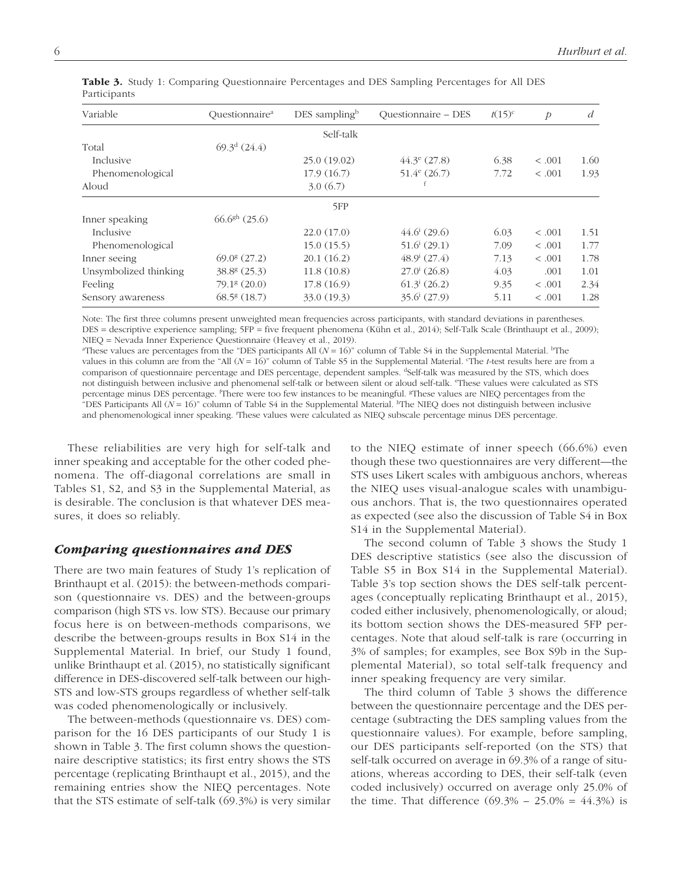**Table 3.** Study 1: Comparing Questionnaire Percentages and DES Sampling Percentages for All DES Participants

| Variable | Questionnaire[a] | DES sampling[b] | Questionnaire – DES | $t(15)$[c] | $p$ | $d$ |
|---|---|---|---|---|---|---|
| | | Self-talk | | | | |
| Total | 69.3[d] (24.4) | | | | | |
| Inclusive | | 25.0 (19.02) | 44.3[e] (27.8) | 6.38 | < .001 | 1.60 |
| Phenomenological | | 17.9 (16.7) | 51.4[e] (26.7) | 7.72 | < .001 | 1.93 |
| Aloud | | 3.0 (6.7) | [f] | | | |
| | | 5FP | | | | |
| Inner speaking | 66.6[gh] (25.6) | | | | | |
| Inclusive | | 22.0 (17.0) | 44.6[i] (29.6) | 6.03 | < .001 | 1.51 |
| Phenomenological | | 15.0 (15.5) | 51.6[i] (29.1) | 7.09 | < .001 | 1.77 |
| Inner seeing | 69.0[g] (27.2) | 20.1 (16.2) | 48.9[i] (27.4) | 7.13 | < .001 | 1.78 |
| Unsymbolized thinking | 38.8[g] (25.3) | 11.8 (10.8) | 27.0[i] (26.8) | 4.03 | .001 | 1.01 |
| Feeling | 79.1[g] (20.0) | 17.8 (16.9) | 61.3[i] (26.2) | 9.35 | < .001 | 2.34 |
| Sensory awareness | 68.5[g] (18.7) | 33.0 (19.3) | 35.6[i] (27.9) | 5.11 | < .001 | 1.28 |

Note: The first three columns present unweighted mean frequencies across participants, with standard deviations in parentheses. DES = descriptive experience sampling; 5FP = five frequent phenomena (Kühn et al., 2014); Self-Talk Scale (Brinthaupt et al., 2009); NIEQ = Nevada Inner Experience Questionnaire (Heavey et al., 2019).
[a]These values are percentages from the "DES participants All ($N$ = 16)" column of Table S4 in the Supplemental Material. [b]The values in this column are from the "All ($N$ = 16)" column of Table S5 in the Supplemental Material. [c]The $t$-test results here are from a comparison of questionnaire percentage and DES percentage, dependent samples. [d]Self-talk was measured by the STS, which does not distinguish between inclusive and phenomenal self-talk or between silent or aloud self-talk. [e]These values were calculated as STS percentage minus DES percentage. [f]There were too few instances to be meaningful. [g]These values are NIEQ percentages from the "DES Participants All ($N$ = 16)" column of Table S4 in the Supplemental Material. [h]The NIEQ does not distinguish between inclusive and phenomenological inner speaking. [i]These values were calculated as NIEQ subscale percentage minus DES percentage.

These reliabilities are very high for self-talk and inner speaking and acceptable for the other coded phenomena. The off-diagonal correlations are small in Tables S1, S2, and S3 in the Supplemental Material, as is desirable. The conclusion is that whatever DES measures, it does so reliably.

### *Comparing questionnaires and DES*

There are two main features of Study 1's replication of Brinthaupt et al. (2015): the between-methods comparison (questionnaire vs. DES) and the between-groups comparison (high STS vs. low STS). Because our primary focus here is on between-methods comparisons, we describe the between-groups results in Box S14 in the Supplemental Material. In brief, our Study 1 found, unlike Brinthaupt et al. (2015), no statistically significant difference in DES-discovered self-talk between our high-STS and low-STS groups regardless of whether self-talk was coded phenomenologically or inclusively.

The between-methods (questionnaire vs. DES) comparison for the 16 DES participants of our Study 1 is shown in Table 3. The first column shows the questionnaire descriptive statistics; its first entry shows the STS percentage (replicating Brinthaupt et al., 2015), and the remaining entries show the NIEQ percentages. Note that the STS estimate of self-talk (69.3%) is very similar to the NIEQ estimate of inner speech (66.6%) even though these two questionnaires are very different—the STS uses Likert scales with ambiguous anchors, whereas the NIEQ uses visual-analogue scales with unambiguous anchors. That is, the two questionnaires operated as expected (see also the discussion of Table S4 in Box S14 in the Supplemental Material).

The second column of Table 3 shows the Study 1 DES descriptive statistics (see also the discussion of Table S5 in Box S14 in the Supplemental Material). Table 3's top section shows the DES self-talk percentages (conceptually replicating Brinthaupt et al., 2015), coded either inclusively, phenomenologically, or aloud; its bottom section shows the DES-measured 5FP percentages. Note that aloud self-talk is rare (occurring in 3% of samples; for examples, see Box S9b in the Supplemental Material), so total self-talk frequency and inner speaking frequency are very similar.

The third column of Table 3 shows the difference between the questionnaire percentage and the DES percentage (subtracting the DES sampling values from the questionnaire values). For example, before sampling, our DES participants self-reported (on the STS) that self-talk occurred on average in 69.3% of a range of situations, whereas according to DES, their self-talk (even coded inclusively) occurred on average only 25.0% of the time. That difference (69.3% – 25.0% = 44.3%) is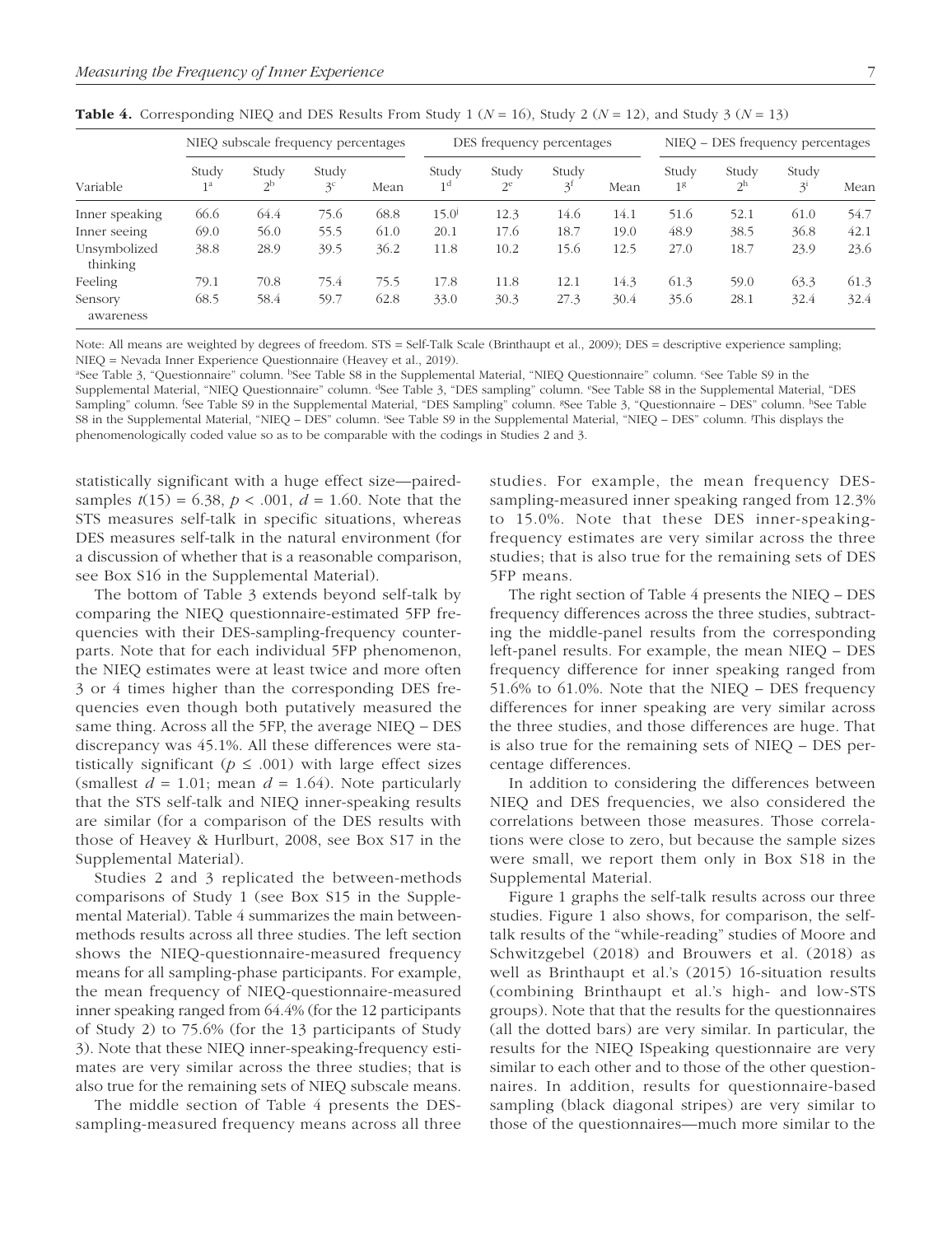**Table 4.** Corresponding NIEQ and DES Results From Study 1 ($N$ = 16), Study 2 ($N$ = 12), and Study 3 ($N$ = 13)

| | NIEQ subscale frequency percentages | | | | DES frequency percentages | | | | NIEQ – DES frequency percentages | | | |
|---|---|---|---|---|---|---|---|---|---|---|---|---|
| Variable | Study 1[a] | Study 2[b] | Study 3[c] | Mean | Study 1[d] | Study 2[e] | Study 3[f] | Mean | Study 1[g] | Study 2[h] | Study 3[i] | Mean |
| Inner speaking | 66.6 | 64.4 | 75.6 | 68.8 | 15.0[j] | 12.3 | 14.6 | 14.1 | 51.6 | 52.1 | 61.0 | 54.7 |
| Inner seeing | 69.0 | 56.0 | 55.5 | 61.0 | 20.1 | 17.6 | 18.7 | 19.0 | 48.9 | 38.5 | 36.8 | 42.1 |
| Unsymbolized thinking | 38.8 | 28.9 | 39.5 | 36.2 | 11.8 | 10.2 | 15.6 | 12.5 | 27.0 | 18.7 | 23.9 | 23.6 |
| Feeling | 79.1 | 70.8 | 75.4 | 75.5 | 17.8 | 11.8 | 12.1 | 14.3 | 61.3 | 59.0 | 63.3 | 61.3 |
| Sensory awareness | 68.5 | 58.4 | 59.7 | 62.8 | 33.0 | 30.3 | 27.3 | 30.4 | 35.6 | 28.1 | 32.4 | 32.4 |

Note: All means are weighted by degrees of freedom. STS = Self-Talk Scale (Brinthaupt et al., 2009); DES = descriptive experience sampling; NIEQ = Nevada Inner Experience Questionnaire (Heavey et al., 2019).
[a]See Table 3, "Questionnaire" column. [b]See Table S8 in the Supplemental Material, "NIEQ Questionnaire" column. [c]See Table S9 in the Supplemental Material, "NIEQ Questionnaire" column. [d]See Table 3, "DES sampling" column. [e]See Table S8 in the Supplemental Material, "DES Sampling" column. [f]See Table S9 in the Supplemental Material, "DES Sampling" column. [g]See Table 3, "Questionnaire – DES" column. [h]See Table S8 in the Supplemental Material, "NIEQ – DES" column. [i]See Table S9 in the Supplemental Material, "NIEQ – DES" column. [j]This displays the phenomenologically coded value so as to be comparable with the codings in Studies 2 and 3.

statistically significant with a huge effect size—paired-samples $t(15) = 6.38$, $p < .001$, $d = 1.60$. Note that the STS measures self-talk in specific situations, whereas DES measures self-talk in the natural environment (for a discussion of whether that is a reasonable comparison, see Box S16 in the Supplemental Material).

The bottom of Table 3 extends beyond self-talk by comparing the NIEQ questionnaire-estimated 5FP frequencies with their DES-sampling-frequency counterparts. Note that for each individual 5FP phenomenon, the NIEQ estimates were at least twice and more often 3 or 4 times higher than the corresponding DES frequencies even though both putatively measured the same thing. Across all the 5FP, the average NIEQ – DES discrepancy was 45.1%. All these differences were statistically significant ($p \leq .001$) with large effect sizes (smallest $d = 1.01$; mean $d = 1.64$). Note particularly that the STS self-talk and NIEQ inner-speaking results are similar (for a comparison of the DES results with those of Heavey & Hurlburt, 2008, see Box S17 in the Supplemental Material).

Studies 2 and 3 replicated the between-methods comparisons of Study 1 (see Box S15 in the Supplemental Material). Table 4 summarizes the main between-methods results across all three studies. The left section shows the NIEQ-questionnaire-measured frequency means for all sampling-phase participants. For example, the mean frequency of NIEQ-questionnaire-measured inner speaking ranged from 64.4% (for the 12 participants of Study 2) to 75.6% (for the 13 participants of Study 3). Note that these NIEQ inner-speaking-frequency estimates are very similar across the three studies; that is also true for the remaining sets of NIEQ subscale means.

The middle section of Table 4 presents the DES-sampling-measured frequency means across all three studies. For example, the mean frequency DES-sampling-measured inner speaking ranged from 12.3% to 15.0%. Note that these DES inner-speaking-frequency estimates are very similar across the three studies; that is also true for the remaining sets of DES 5FP means.

The right section of Table 4 presents the NIEQ – DES frequency differences across the three studies, subtracting the middle-panel results from the corresponding left-panel results. For example, the mean NIEQ – DES frequency difference for inner speaking ranged from 51.6% to 61.0%. Note that the NIEQ – DES frequency differences for inner speaking are very similar across the three studies, and those differences are huge. That is also true for the remaining sets of NIEQ – DES percentage differences.

In addition to considering the differences between NIEQ and DES frequencies, we also considered the correlations between those measures. Those correlations were close to zero, but because the sample sizes were small, we report them only in Box S18 in the Supplemental Material.

Figure 1 graphs the self-talk results across our three studies. Figure 1 also shows, for comparison, the self-talk results of the "while-reading" studies of Moore and Schwitzgebel (2018) and Brouwers et al. (2018) as well as Brinthaupt et al.'s (2015) 16-situation results (combining Brinthaupt et al.'s high- and low-STS groups). Note that that the results for the questionnaires (all the dotted bars) are very similar. In particular, the results for the NIEQ ISpeaking questionnaire are very similar to each other and to those of the other questionnaires. In addition, results for questionnaire-based sampling (black diagonal stripes) are very similar to those of the questionnaires—much more similar to the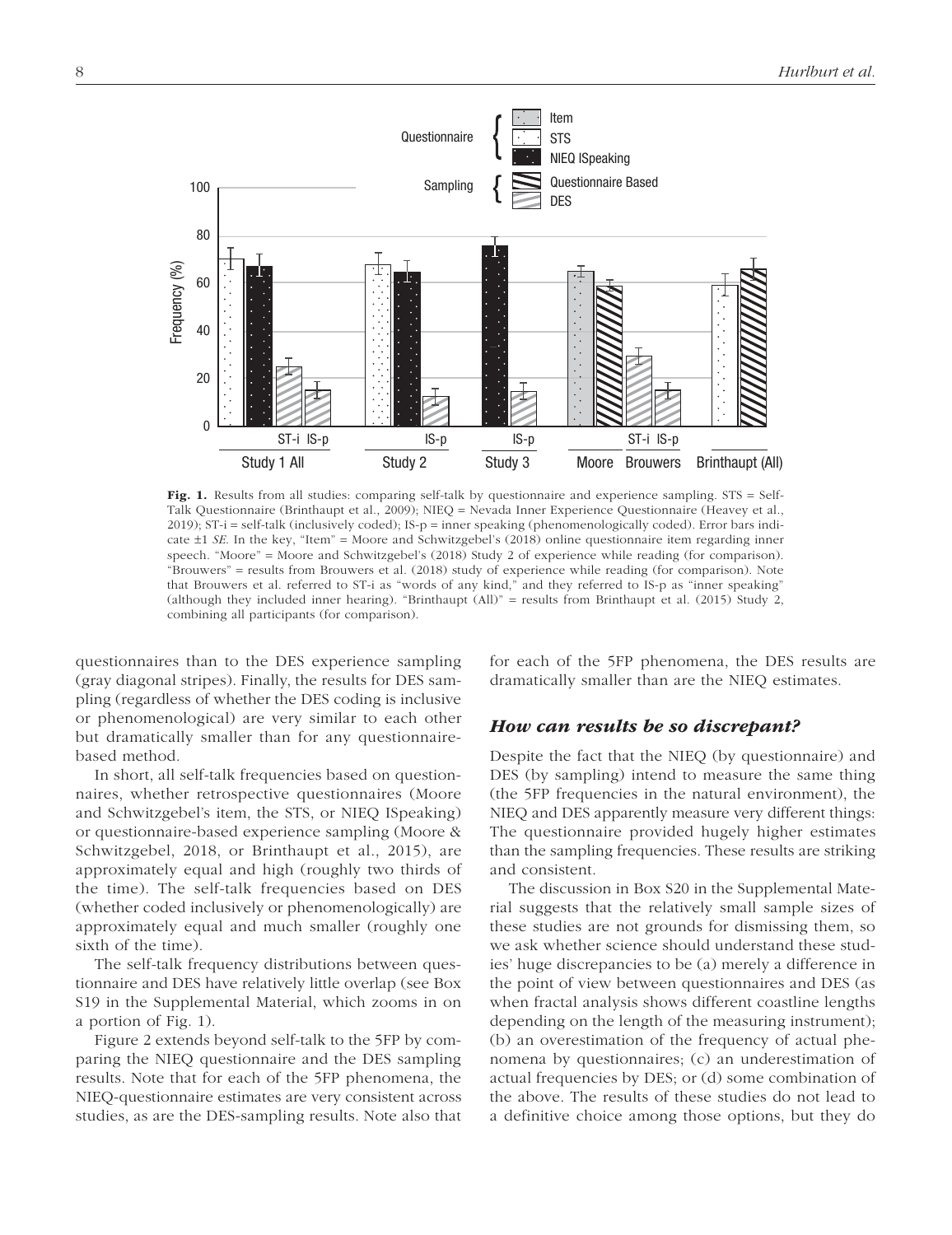**Fig. 1.** Results from all studies: comparing self-talk by questionnaire and experience sampling. STS = Self-Talk Questionnaire (Brinthaupt et al., 2009); NIEQ = Nevada Inner Experience Questionnaire (Heavey et al., 2019); ST-i = self-talk (inclusively coded); IS-p = inner speaking (phenomenologically coded). Error bars indicate ±1 *SE*. In the key, "Item" = Moore and Schwitzgebel's (2018) online questionnaire item regarding inner speech. "Moore" = Moore and Schwitzgebel's (2018) Study 2 of experience while reading (for comparison). "Brouwers" = results from Brouwers et al. (2018) study of experience while reading (for comparison). Note that Brouwers et al. referred to ST-i as "words of any kind," and they referred to IS-p as "inner speaking" (although they included inner hearing). "Brinthaupt (All)" = results from Brinthaupt et al. (2015) Study 2, combining all participants (for comparison).

questionnaires than to the DES experience sampling (gray diagonal stripes). Finally, the results for DES sampling (regardless of whether the DES coding is inclusive or phenomenological) are very similar to each other but dramatically smaller than for any questionnaire-based method.

In short, all self-talk frequencies based on questionnaires, whether retrospective questionnaires (Moore and Schwitzgebel's item, the STS, or NIEQ ISpeaking) or questionnaire-based experience sampling (Moore & Schwitzgebel, 2018, or Brinthaupt et al., 2015), are approximately equal and high (roughly two thirds of the time). The self-talk frequencies based on DES (whether coded inclusively or phenomenologically) are approximately equal and much smaller (roughly one sixth of the time).

The self-talk frequency distributions between questionnaire and DES have relatively little overlap (see Box S19 in the Supplemental Material, which zooms in on a portion of Fig. 1).

Figure 2 extends beyond self-talk to the 5FP by comparing the NIEQ questionnaire and the DES sampling results. Note that for each of the 5FP phenomena, the NIEQ-questionnaire estimates are very consistent across studies, as are the DES-sampling results. Note also that for each of the 5FP phenomena, the DES results are dramatically smaller than are the NIEQ estimates.

### *How can results be so discrepant?*

Despite the fact that the NIEQ (by questionnaire) and DES (by sampling) intend to measure the same thing (the 5FP frequencies in the natural environment), the NIEQ and DES apparently measure very different things: The questionnaire provided hugely higher estimates than the sampling frequencies. These results are striking and consistent.

The discussion in Box S20 in the Supplemental Material suggests that the relatively small sample sizes of these studies are not grounds for dismissing them, so we ask whether science should understand these studies' huge discrepancies to be (a) merely a difference in the point of view between questionnaires and DES (as when fractal analysis shows different coastline lengths depending on the length of the measuring instrument); (b) an overestimation of the frequency of actual phenomena by questionnaires; (c) an underestimation of actual frequencies by DES; or (d) some combination of the above. The results of these studies do not lead to a definitive choice among those options, but they do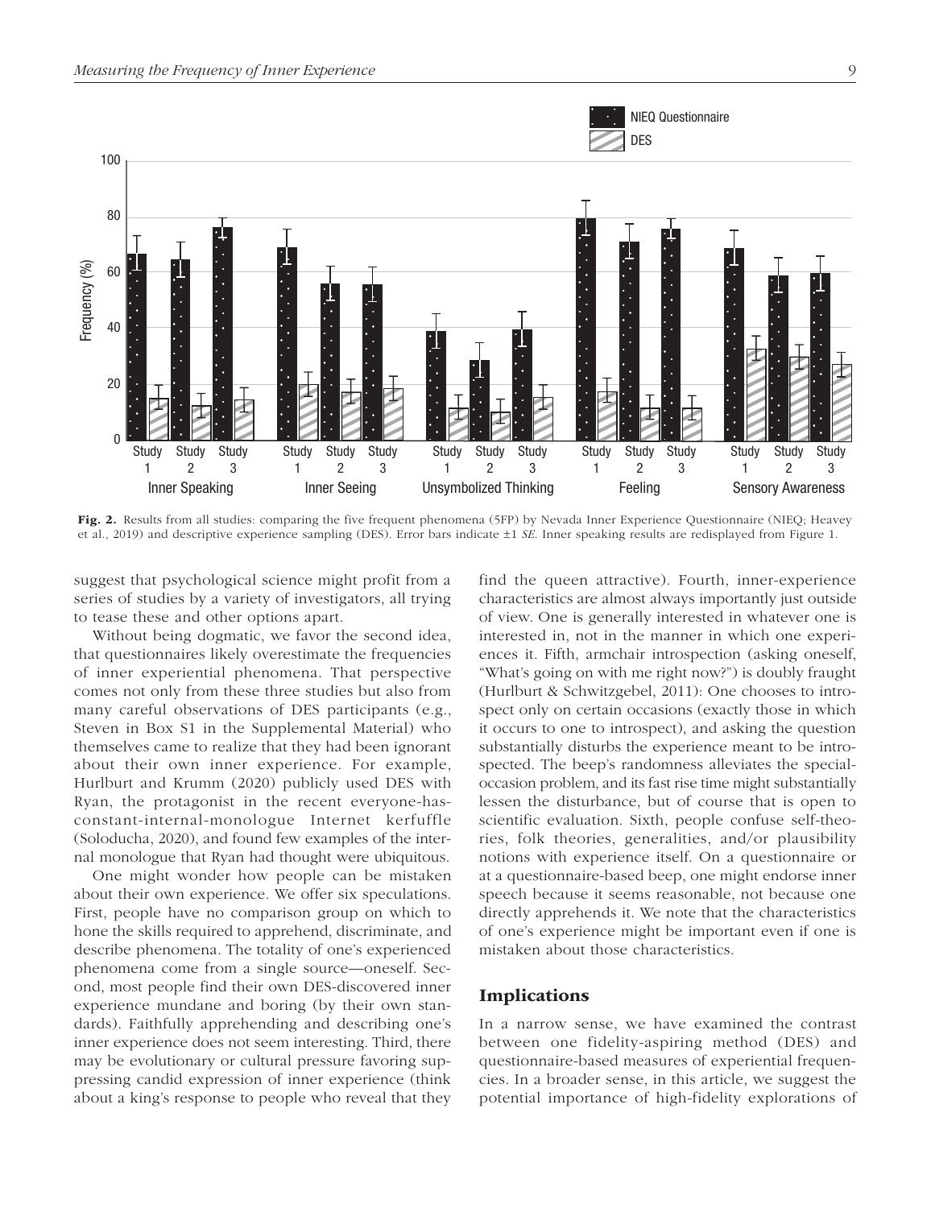**Fig. 2.** Results from all studies: comparing the five frequent phenomena (5FP) by Nevada Inner Experience Questionnaire (NIEQ; Heavey et al., 2019) and descriptive experience sampling (DES). Error bars indicate ±1 *SE*. Inner speaking results are redisplayed from Figure 1.

suggest that psychological science might profit from a series of studies by a variety of investigators, all trying to tease these and other options apart.

Without being dogmatic, we favor the second idea, that questionnaires likely overestimate the frequencies of inner experiential phenomena. That perspective comes not only from these three studies but also from many careful observations of DES participants (e.g., Steven in Box S1 in the Supplemental Material) who themselves came to realize that they had been ignorant about their own inner experience. For example, Hurlburt and Krumm (2020) publicly used DES with Ryan, the protagonist in the recent everyone-has-constant-internal-monologue Internet kerfuffle (Soloducha, 2020), and found few examples of the internal monologue that Ryan had thought were ubiquitous.

One might wonder how people can be mistaken about their own experience. We offer six speculations. First, people have no comparison group on which to hone the skills required to apprehend, discriminate, and describe phenomena. The totality of one's experienced phenomena come from a single source—oneself. Second, most people find their own DES-discovered inner experience mundane and boring (by their own standards). Faithfully apprehending and describing one's inner experience does not seem interesting. Third, there may be evolutionary or cultural pressure favoring suppressing candid expression of inner experience (think about a king's response to people who reveal that they find the queen attractive). Fourth, inner-experience characteristics are almost always importantly just outside of view. One is generally interested in whatever one is interested in, not in the manner in which one experiences it. Fifth, armchair introspection (asking oneself, "What's going on with me right now?") is doubly fraught (Hurlburt & Schwitzgebel, 2011): One chooses to introspect only on certain occasions (exactly those in which it occurs to one to introspect), and asking the question substantially disturbs the experience meant to be introspected. The beep's randomness alleviates the special-occasion problem, and its fast rise time might substantially lessen the disturbance, but of course that is open to scientific evaluation. Sixth, people confuse self-theories, folk theories, generalities, and/or plausibility notions with experience itself. On a questionnaire or at a questionnaire-based beep, one might endorse inner speech because it seems reasonable, not because one directly apprehends it. We note that the characteristics of one's experience might be important even if one is mistaken about those characteristics.

## Implications

In a narrow sense, we have examined the contrast between one fidelity-aspiring method (DES) and questionnaire-based measures of experiential frequencies. In a broader sense, in this article, we suggest the potential importance of high-fidelity explorations of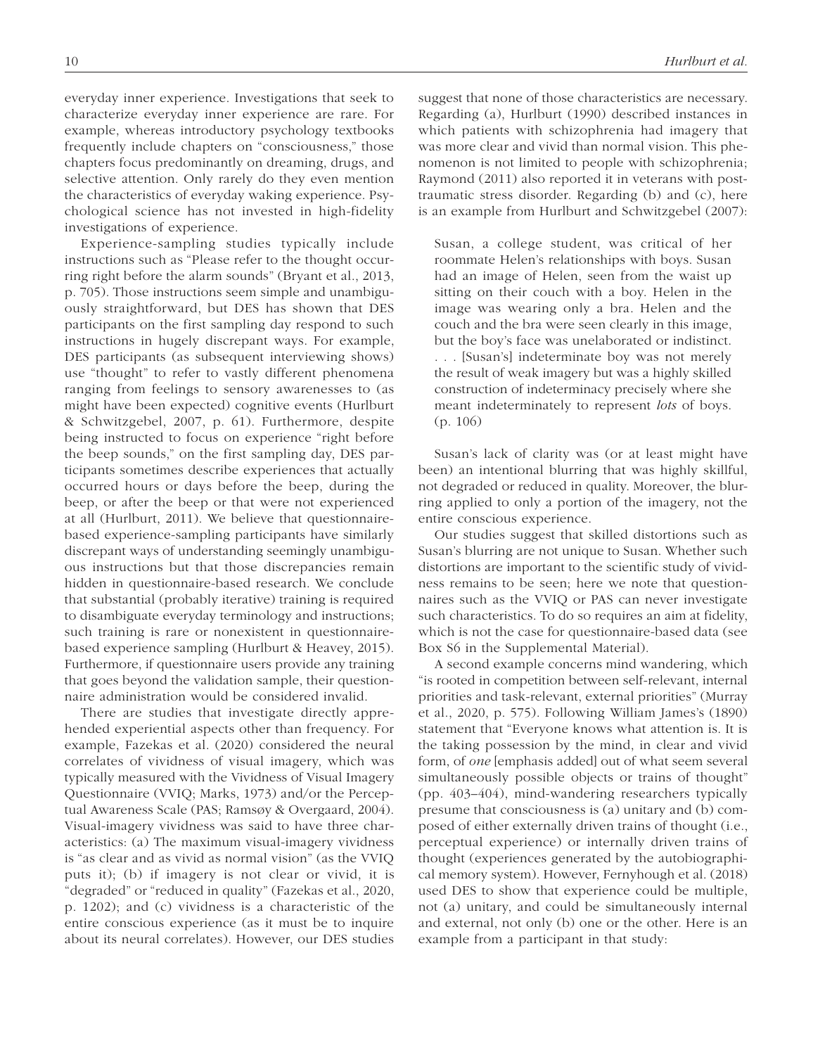everyday inner experience. Investigations that seek to characterize everyday inner experience are rare. For example, whereas introductory psychology textbooks frequently include chapters on "consciousness," those chapters focus predominantly on dreaming, drugs, and selective attention. Only rarely do they even mention the characteristics of everyday waking experience. Psychological science has not invested in high-fidelity investigations of experience.

Experience-sampling studies typically include instructions such as "Please refer to the thought occurring right before the alarm sounds" (Bryant et al., 2013, p. 705). Those instructions seem simple and unambiguously straightforward, but DES has shown that DES participants on the first sampling day respond to such instructions in hugely discrepant ways. For example, DES participants (as subsequent interviewing shows) use "thought" to refer to vastly different phenomena ranging from feelings to sensory awarenesses to (as might have been expected) cognitive events (Hurlburt & Schwitzgebel, 2007, p. 61). Furthermore, despite being instructed to focus on experience "right before the beep sounds," on the first sampling day, DES participants sometimes describe experiences that actually occurred hours or days before the beep, during the beep, or after the beep or that were not experienced at all (Hurlburt, 2011). We believe that questionnaire-based experience-sampling participants have similarly discrepant ways of understanding seemingly unambiguous instructions but that those discrepancies remain hidden in questionnaire-based research. We conclude that substantial (probably iterative) training is required to disambiguate everyday terminology and instructions; such training is rare or nonexistent in questionnaire-based experience sampling (Hurlburt & Heavey, 2015). Furthermore, if questionnaire users provide any training that goes beyond the validation sample, their questionnaire administration would be considered invalid.

There are studies that investigate directly apprehended experiential aspects other than frequency. For example, Fazekas et al. (2020) considered the neural correlates of vividness of visual imagery, which was typically measured with the Vividness of Visual Imagery Questionnaire (VVIQ; Marks, 1973) and/or the Perceptual Awareness Scale (PAS; Ramsøy & Overgaard, 2004). Visual-imagery vividness was said to have three characteristics: (a) The maximum visual-imagery vividness is "as clear and as vivid as normal vision" (as the VVIQ puts it); (b) if imagery is not clear or vivid, it is "degraded" or "reduced in quality" (Fazekas et al., 2020, p. 1202); and (c) vividness is a characteristic of the entire conscious experience (as it must be to inquire about its neural correlates). However, our DES studies suggest that none of those characteristics are necessary. Regarding (a), Hurlburt (1990) described instances in which patients with schizophrenia had imagery that was more clear and vivid than normal vision. This phenomenon is not limited to people with schizophrenia; Raymond (2011) also reported it in veterans with posttraumatic stress disorder. Regarding (b) and (c), here is an example from Hurlburt and Schwitzgebel (2007):

> Susan, a college student, was critical of her roommate Helen's relationships with boys. Susan had an image of Helen, seen from the waist up sitting on their couch with a boy. Helen in the image was wearing only a bra. Helen and the couch and the bra were seen clearly in this image, but the boy's face was unelaborated or indistinct. . . . [Susan's] indeterminate boy was not merely the result of weak imagery but was a highly skilled construction of indeterminacy precisely where she meant indeterminately to represent *lots* of boys. (p. 106)

Susan's lack of clarity was (or at least might have been) an intentional blurring that was highly skillful, not degraded or reduced in quality. Moreover, the blurring applied to only a portion of the imagery, not the entire conscious experience.

Our studies suggest that skilled distortions such as Susan's blurring are not unique to Susan. Whether such distortions are important to the scientific study of vividness remains to be seen; here we note that questionnaires such as the VVIQ or PAS can never investigate such characteristics. To do so requires an aim at fidelity, which is not the case for questionnaire-based data (see Box S6 in the Supplemental Material).

A second example concerns mind wandering, which "is rooted in competition between self-relevant, internal priorities and task-relevant, external priorities" (Murray et al., 2020, p. 575). Following William James's (1890) statement that "Everyone knows what attention is. It is the taking possession by the mind, in clear and vivid form, of *one* [emphasis added] out of what seem several simultaneously possible objects or trains of thought" (pp. 403–404), mind-wandering researchers typically presume that consciousness is (a) unitary and (b) composed of either externally driven trains of thought (i.e., perceptual experience) or internally driven trains of thought (experiences generated by the autobiographical memory system). However, Fernyhough et al. (2018) used DES to show that experience could be multiple, not (a) unitary, and could be simultaneously internal and external, not only (b) one or the other. Here is an example from a participant in that study: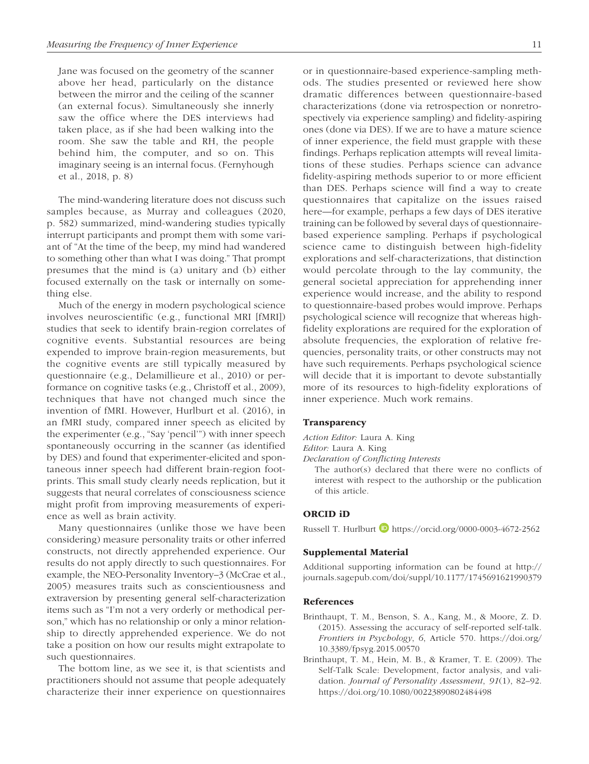> Jane was focused on the geometry of the scanner above her head, particularly on the distance between the mirror and the ceiling of the scanner (an external focus). Simultaneously she innerly saw the office where the DES interviews had taken place, as if she had been walking into the room. She saw the table and RH, the people behind him, the computer, and so on. This imaginary seeing is an internal focus. (Fernyhough et al., 2018, p. 8)

The mind-wandering literature does not discuss such samples because, as Murray and colleagues (2020, p. 582) summarized, mind-wandering studies typically interrupt participants and prompt them with some variant of "At the time of the beep, my mind had wandered to something other than what I was doing." That prompt presumes that the mind is (a) unitary and (b) either focused externally on the task or internally on something else.

Much of the energy in modern psychological science involves neuroscientific (e.g., functional MRI [fMRI]) studies that seek to identify brain-region correlates of cognitive events. Substantial resources are being expended to improve brain-region measurements, but the cognitive events are still typically measured by questionnaire (e.g., Delamillieure et al., 2010) or performance on cognitive tasks (e.g., Christoff et al., 2009), techniques that have not changed much since the invention of fMRI. However, Hurlburt et al. (2016), in an fMRI study, compared inner speech as elicited by the experimenter (e.g., "Say 'pencil'") with inner speech spontaneously occurring in the scanner (as identified by DES) and found that experimenter-elicited and spontaneous inner speech had different brain-region footprints. This small study clearly needs replication, but it suggests that neural correlates of consciousness science might profit from improving measurements of experience as well as brain activity.

Many questionnaires (unlike those we have been considering) measure personality traits or other inferred constructs, not directly apprehended experience. Our results do not apply directly to such questionnaires. For example, the NEO-Personality Inventory–3 (McCrae et al., 2005) measures traits such as conscientiousness and extraversion by presenting general self-characterization items such as "I'm not a very orderly or methodical person," which has no relationship or only a minor relationship to directly apprehended experience. We do not take a position on how our results might extrapolate to such questionnaires.

The bottom line, as we see it, is that scientists and practitioners should not assume that people adequately characterize their inner experience on questionnaires or in questionnaire-based experience-sampling methods. The studies presented or reviewed here show dramatic differences between questionnaire-based characterizations (done via retrospection or nonretrospectively via experience sampling) and fidelity-aspiring ones (done via DES). If we are to have a mature science of inner experience, the field must grapple with these findings. Perhaps replication attempts will reveal limitations of these studies. Perhaps science can advance fidelity-aspiring methods superior to or more efficient than DES. Perhaps science will find a way to create questionnaires that capitalize on the issues raised here—for example, perhaps a few days of DES iterative training can be followed by several days of questionnaire-based experience sampling. Perhaps if psychological science came to distinguish between high-fidelity explorations and self-characterizations, that distinction would percolate through to the lay community, the general societal appreciation for apprehending inner experience would increase, and the ability to respond to questionnaire-based probes would improve. Perhaps psychological science will recognize that whereas high-fidelity explorations are required for the exploration of absolute frequencies, the exploration of relative frequencies, personality traits, or other constructs may not have such requirements. Perhaps psychological science will decide that it is important to devote substantially more of its resources to high-fidelity explorations of inner experience. Much work remains.

## Transparency

*Action Editor:* Laura A. King
*Editor:* Laura A. King
*Declaration of Conflicting Interests*
The author(s) declared that there were no conflicts of interest with respect to the authorship or the publication of this article.

## ORCID iD

Russell T. Hurlburt https://orcid.org/0000-0003-4672-2562

## Supplemental Material

Additional supporting information can be found at http://journals.sagepub.com/doi/suppl/10.1177/1745691621990379

## References

Brinthaupt, T. M., Benson, S. A., Kang, M., & Moore, Z. D. (2015). Assessing the accuracy of self-reported self-talk. *Frontiers in Psychology*, *6*, Article 570. https://doi.org/10.3389/fpsyg.2015.00570

Brinthaupt, T. M., Hein, M. B., & Kramer, T. E. (2009). The Self-Talk Scale: Development, factor analysis, and validation. *Journal of Personality Assessment*, *91*(1), 82–92. https://doi.org/10.1080/00223890802484498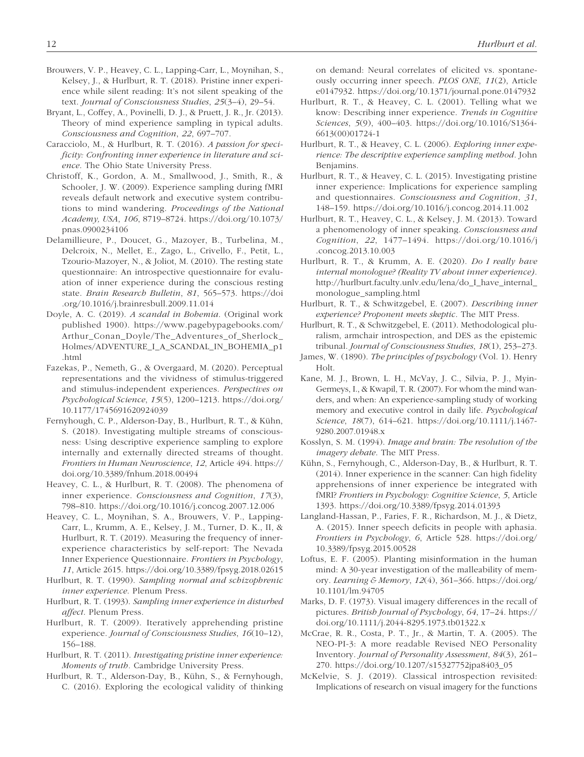Brouwers, V. P., Heavey, C. L., Lapping-Carr, L., Moynihan, S., Kelsey, J., & Hurlburt, R. T. (2018). Pristine inner experience while silent reading: It's not silent speaking of the text. *Journal of Consciousness Studies*, *25*(3–4), 29–54.

Bryant, L., Coffey, A., Povinelli, D. J., & Pruett, J. R., Jr. (2013). Theory of mind experience sampling in typical adults. *Consciousness and Cognition*, *22*, 697–707.

Caracciolo, M., & Hurlburt, R. T. (2016). *A passion for specificity: Confronting inner experience in literature and science*. The Ohio State University Press.

Christoff, K., Gordon, A. M., Smallwood, J., Smith, R., & Schooler, J. W. (2009). Experience sampling during fMRI reveals default network and executive system contributions to mind wandering. *Proceedings of the National Academy, USA*, *106*, 8719–8724. https://doi.org/10.1073/pnas.0900234106

Delamillieure, P., Doucet, G., Mazoyer, B., Turbelina, M., Delcroix, N., Mellet, E., Zago, L., Crivello, F., Petit, L., Tzourio-Mazoyer, N., & Joliot, M. (2010). The resting state questionnaire: An introspective questionnaire for evaluation of inner experience during the conscious resting state. *Brain Research Bulletin*, *81*, 565–573. https://doi.org/10.1016/j.brainresbull.2009.11.014

Doyle, A. C. (2019). *A scandal in Bohemia*. (Original work published 1900). https://www.pagebypagebooks.com/Arthur_Conan_Doyle/The_Adventures_of_Sherlock_Holmes/ADVENTURE_I_A_SCANDAL_IN_BOHEMIA_p1.html

Fazekas, P., Nemeth, G., & Overgaard, M. (2020). Perceptual representations and the vividness of stimulus-triggered and stimulus-independent experiences. *Perspectives on Psychological Science*, *15*(5), 1200–1213. https://doi.org/10.1177/1745691620924039

Fernyhough, C. P., Alderson-Day, B., Hurlburt, R. T., & Kühn, S. (2018). Investigating multiple streams of consciousness: Using descriptive experience sampling to explore internally and externally directed streams of thought. *Frontiers in Human Neuroscience*, *12*, Article 494. https://doi.org/10.3389/fnhum.2018.00494

Heavey, C. L., & Hurlburt, R. T. (2008). The phenomena of inner experience. *Consciousness and Cognition*, *17*(3), 798–810. https://doi.org/10.1016/j.concog.2007.12.006

Heavey, C. L., Moynihan, S. A., Brouwers, V. P., Lapping-Carr, L., Krumm, A. E., Kelsey, J. M., Turner, D. K., II, & Hurlburt, R. T. (2019). Measuring the frequency of inner-experience characteristics by self-report: The Nevada Inner Experience Questionnaire. *Frontiers in Psychology*, *11*, Article 2615. https://doi.org/10.3389/fpsyg.2018.02615

Hurlburt, R. T. (1990). *Sampling normal and schizophrenic inner experience*. Plenum Press.

Hurlburt, R. T. (1993). *Sampling inner experience in disturbed affect*. Plenum Press.

Hurlburt, R. T. (2009). Iteratively apprehending pristine experience. *Journal of Consciousness Studies*, *16*(10–12), 156–188.

Hurlburt, R. T. (2011). *Investigating pristine inner experience: Moments of truth*. Cambridge University Press.

Hurlburt, R. T., Alderson-Day, B., Kühn, S., & Fernyhough, C. (2016). Exploring the ecological validity of thinking on demand: Neural correlates of elicited vs. spontaneously occurring inner speech. *PLOS ONE*, *11*(2), Article e0147932. https://doi.org/10.1371/journal.pone.0147932

Hurlburt, R. T., & Heavey, C. L. (2001). Telling what we know: Describing inner experience. *Trends in Cognitive Sciences*, *5*(9), 400–403. https://doi.org/10.1016/S1364-6613(00)01724-1

Hurlburt, R. T., & Heavey, C. L. (2006). *Exploring inner experience: The descriptive experience sampling method*. John Benjamins.

Hurlburt, R. T., & Heavey, C. L. (2015). Investigating pristine inner experience: Implications for experience sampling and questionnaires. *Consciousness and Cognition*, *31*, 148–159. https://doi.org/10.1016/j.concog.2014.11.002

Hurlburt, R. T., Heavey, C. L., & Kelsey, J. M. (2013). Toward a phenomenology of inner speaking. *Consciousness and Cognition*, *22*, 1477–1494. https://doi.org/10.1016/j.concog.2013.10.003

Hurlburt, R. T., & Krumm, A. E. (2020). *Do I really have internal monologue? (Reality TV about inner experience)*. http://hurlburt.faculty.unlv.edu/lena/do_I_have_internal_monologue_sampling.html

Hurlburt, R. T., & Schwitzgebel, E. (2007). *Describing inner experience? Proponent meets skeptic*. The MIT Press.

Hurlburt, R. T., & Schwitzgebel, E. (2011). Methodological pluralism, armchair introspection, and DES as the epistemic tribunal. *Journal of Consciousness Studies*, *18*(1), 253–273.

James, W. (1890). *The principles of psychology* (Vol. 1). Henry Holt.

Kane, M. J., Brown, L. H., McVay, J. C., Silvia, P. J., Myin-Germeys, I., & Kwapil, T. R. (2007). For whom the mind wanders, and when: An experience-sampling study of working memory and executive control in daily life. *Psychological Science*, *18*(7), 614–621. https://doi.org/10.1111/j.1467-9280.2007.01948.x

Kosslyn, S. M. (1994). *Image and brain: The resolution of the imagery debate*. The MIT Press.

Kühn, S., Fernyhough, C., Alderson-Day, B., & Hurlburt, R. T. (2014). Inner experience in the scanner: Can high fidelity apprehensions of inner experience be integrated with fMRI? *Frontiers in Psychology: Cognitive Science*, *5*, Article 1393. https://doi.org/10.3389/fpsyg.2014.01393

Langland-Hassan, P., Faries, F. R., Richardson, M. J., & Dietz, A. (2015). Inner speech deficits in people with aphasia. *Frontiers in Psychology*, *6*, Article 528. https://doi.org/10.3389/fpsyg.2015.00528

Loftus, E. F. (2005). Planting misinformation in the human mind: A 30-year investigation of the malleability of memory. *Learning & Memory*, *12*(4), 361–366. https://doi.org/10.1101/lm.94705

Marks, D. F. (1973). Visual imagery differences in the recall of pictures. *British Journal of Psychology*, *64*, 17–24. https://doi.org/10.1111/j.2044-8295.1973.tb01322.x

McCrae, R. R., Costa, P. T., Jr., & Martin, T. A. (2005). The NEO-PI-3: A more readable Revised NEO Personality Inventory. *Journal of Personality Assessment*, *84*(3), 261–270. https://doi.org/10.1207/s15327752jpa8403_05

McKelvie, S. J. (2019). Classical introspection revisited: Implications of research on visual imagery for the functions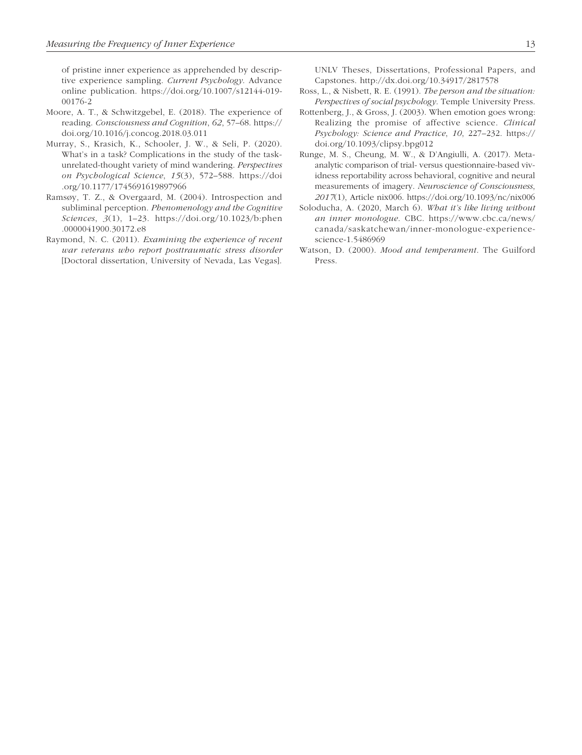of pristine inner experience as apprehended by descriptive experience sampling. *Current Psychology*. Advance online publication. https://doi.org/10.1007/s12144-019-00176-2

Moore, A. T., & Schwitzgebel, E. (2018). The experience of reading. *Consciousness and Cognition*, *62*, 57–68. https://doi.org/10.1016/j.concog.2018.03.011

Murray, S., Krasich, K., Schooler, J. W., & Seli, P. (2020). What's in a task? Complications in the study of the task-unrelated-thought variety of mind wandering. *Perspectives on Psychological Science*, *15*(3), 572–588. https://doi.org/10.1177/1745691619897966

Ramsøy, T. Z., & Overgaard, M. (2004). Introspection and subliminal perception. *Phenomenology and the Cognitive Sciences*, *3*(1), 1–23. https://doi.org/10.1023/b:phen.0000041900.30172.e8

Raymond, N. C. (2011). *Examining the experience of recent war veterans who report posttraumatic stress disorder* [Doctoral dissertation, University of Nevada, Las Vegas]. UNLV Theses, Dissertations, Professional Papers, and Capstones. http://dx.doi.org/10.34917/2817578

Ross, L., & Nisbett, R. E. (1991). *The person and the situation: Perspectives of social psychology*. Temple University Press.

Rottenberg, J., & Gross, J. (2003). When emotion goes wrong: Realizing the promise of affective science. *Clinical Psychology: Science and Practice*, *10*, 227–232. https://doi.org/10.1093/clipsy.bpg012

Runge, M. S., Cheung, M. W., & D'Angiulli, A. (2017). Meta-analytic comparison of trial- versus questionnaire-based vividness reportability across behavioral, cognitive and neural measurements of imagery. *Neuroscience of Consciousness*, *2017*(1), Article nix006. https://doi.org/10.1093/nc/nix006

Soloducha, A. (2020, March 6). *What it's like living without an inner monologue*. CBC. https://www.cbc.ca/news/canada/saskatchewan/inner-monologue-experience-science-1.5486969

Watson, D. (2000). *Mood and temperament*. The Guilford Press.